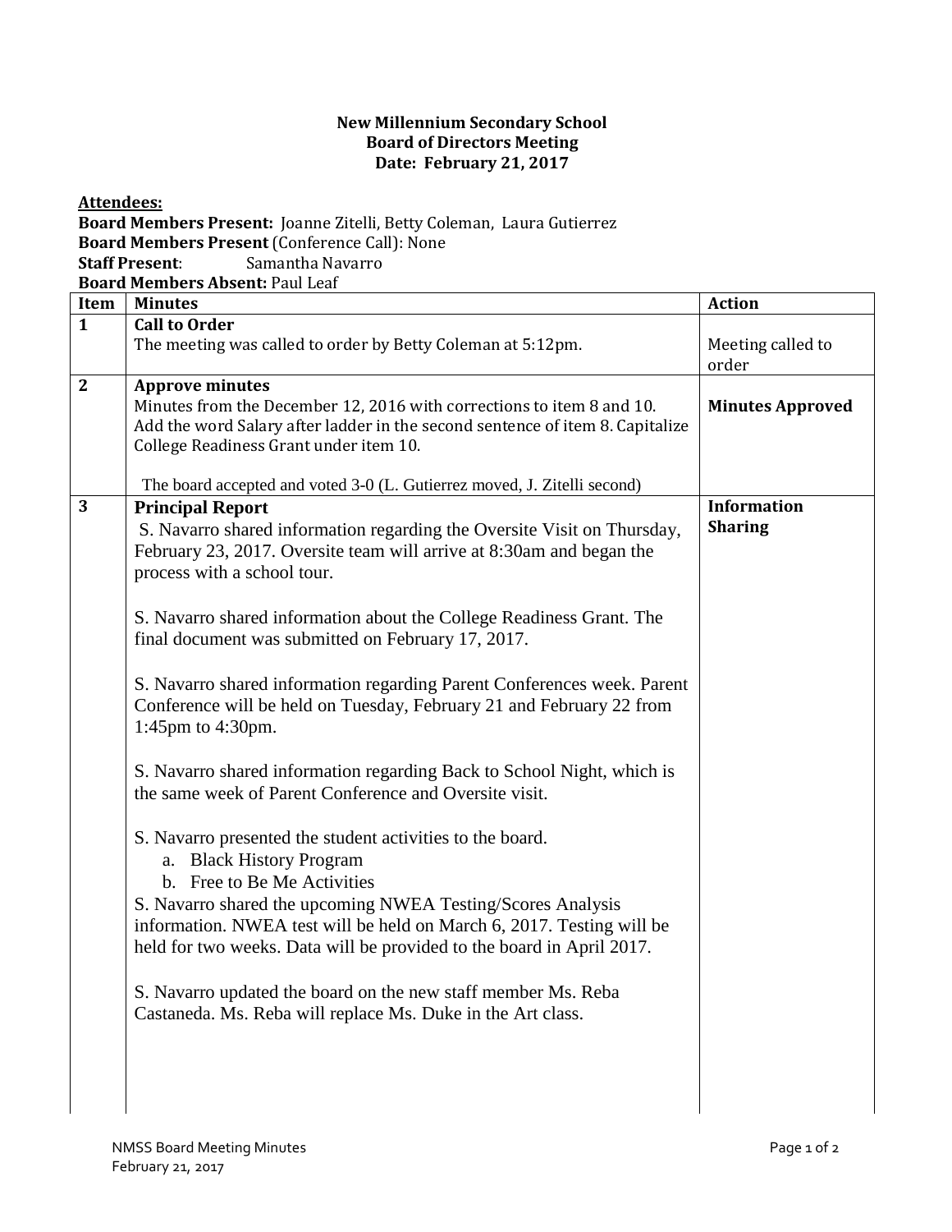**New Millennium Secondary School**
**Board of Directors Meeting**
**Date: February 21, 2017**

**Attendees:**

**Board Members Present:** Joanne Zitelli, Betty Coleman, Laura Gutierrez
**Board Members Present** (Conference Call): None
**Staff Present**: Samantha Navarro
**Board Members Absent:** Paul Leaf

| Item | Minutes | Action |
|---|---|---|
| **1** | **Call to Order**<br>The meeting was called to order by Betty Coleman at 5:12pm. | Meeting called to order |
| **2** | **Approve minutes**<br>Minutes from the December 12, 2016 with corrections to item 8 and 10. Add the word Salary after ladder in the second sentence of item 8. Capitalize College Readiness Grant under item 10.<br><br>The board accepted and voted 3-0 (L. Gutierrez moved, J. Zitelli second) | **Minutes Approved** |
| **3** | **Principal Report**<br>S. Navarro shared information regarding the Oversite Visit on Thursday, February 23, 2017. Oversite team will arrive at 8:30am and began the process with a school tour.<br><br>S. Navarro shared information about the College Readiness Grant. The final document was submitted on February 17, 2017.<br><br>S. Navarro shared information regarding Parent Conferences week. Parent Conference will be held on Tuesday, February 21 and February 22 from 1:45pm to 4:30pm.<br><br>S. Navarro shared information regarding Back to School Night, which is the same week of Parent Conference and Oversite visit.<br><br>S. Navarro presented the student activities to the board.<br>a. Black History Program<br>b. Free to Be Me Activities<br>S. Navarro shared the upcoming NWEA Testing/Scores Analysis information. NWEA test will be held on March 6, 2017. Testing will be held for two weeks. Data will be provided to the board in April 2017.<br><br>S. Navarro updated the board on the new staff member Ms. Reba Castaneda. Ms. Reba will replace Ms. Duke in the Art class. | **Information Sharing** |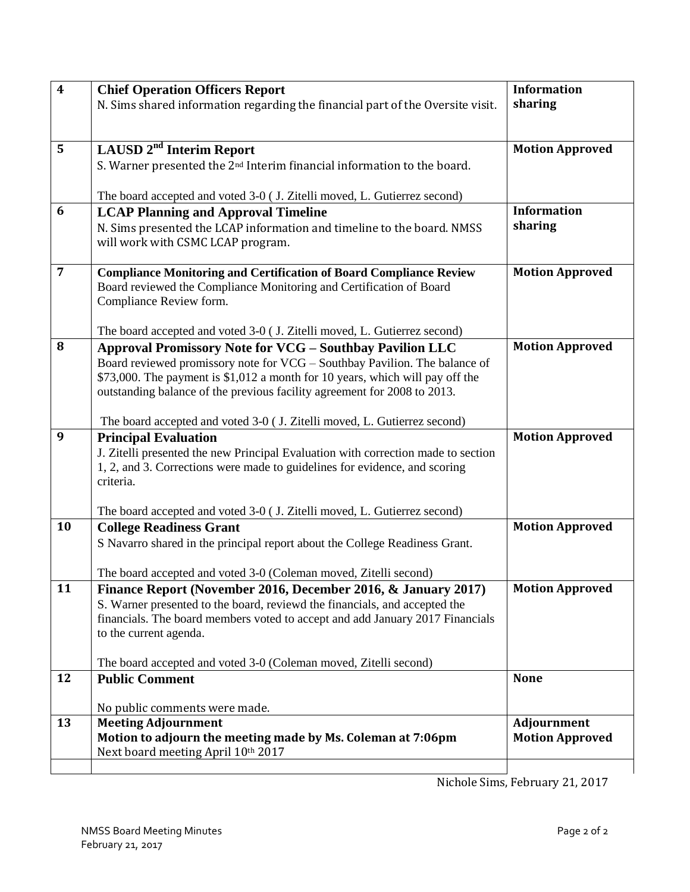| | | |
|---|---|---|
| **4** | **Chief Operation Officers Report**<br>N. Sims shared information regarding the financial part of the Oversite visit. | **Information sharing** |
| **5** | **LAUSD 2nd Interim Report**<br>S. Warner presented the 2nd Interim financial information to the board.<br><br>The board accepted and voted 3-0 ( J. Zitelli moved, L. Gutierrez second) | **Motion Approved** |
| **6** | **LCAP Planning and Approval Timeline**<br>N. Sims presented the LCAP information and timeline to the board. NMSS will work with CSMC LCAP program. | **Information sharing** |
| **7** | **Compliance Monitoring and Certification of Board Compliance Review**<br>Board reviewed the Compliance Monitoring and Certification of Board Compliance Review form.<br><br>The board accepted and voted 3-0 ( J. Zitelli moved, L. Gutierrez second) | **Motion Approved** |
| **8** | **Approval Promissory Note for VCG – Southbay Pavilion LLC**<br>Board reviewed promissory note for VCG – Southbay Pavilion. The balance of $73,000. The payment is $1,012 a month for 10 years, which will pay off the outstanding balance of the previous facility agreement for 2008 to 2013.<br><br>The board accepted and voted 3-0 ( J. Zitelli moved, L. Gutierrez second) | **Motion Approved** |
| **9** | **Principal Evaluation**<br>J. Zitelli presented the new Principal Evaluation with correction made to section 1, 2, and 3. Corrections were made to guidelines for evidence, and scoring criteria.<br><br>The board accepted and voted 3-0 ( J. Zitelli moved, L. Gutierrez second) | **Motion Approved** |
| **10** | **College Readiness Grant**<br>S Navarro shared in the principal report about the College Readiness Grant.<br><br>The board accepted and voted 3-0 (Coleman moved, Zitelli second) | **Motion Approved** |
| **11** | **Finance Report (November 2016, December 2016, & January 2017)**<br>S. Warner presented to the board, reviewd the financials, and accepted the financials. The board members voted to accept and add January 2017 Financials to the current agenda.<br><br>The board accepted and voted 3-0 (Coleman moved, Zitelli second) | **Motion Approved** |
| **12** | **Public Comment**<br><br>No public comments were made. | **None** |
| **13** | **Meeting Adjournment**<br>**Motion to adjourn the meeting made by Ms. Coleman at 7:06pm**<br>Next board meeting April 10th 2017 | **Adjournment Motion Approved** |
| | | |

Nichole Sims, February 21, 2017